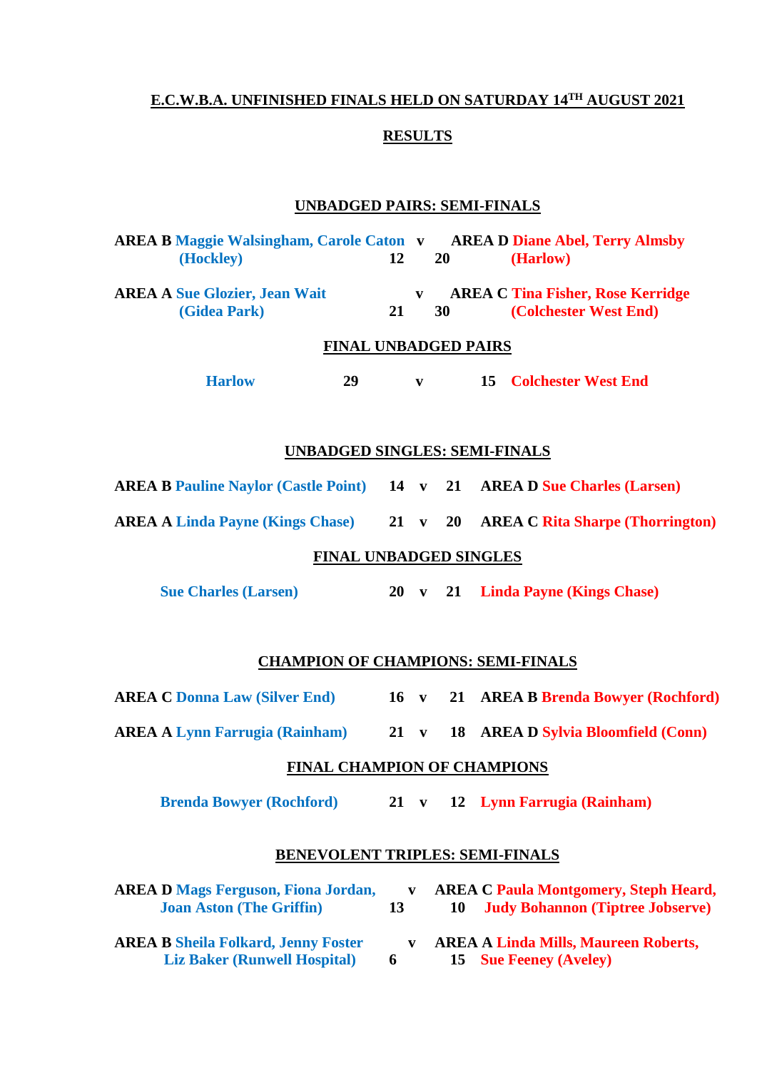# E.C.W.B.A. UNFINISHED FINALS HELD ON SATURDAY 14TH AUGUST 2021

## RESULTS

### UNBADGED PAIRS: SEMI-FINALS

| | Score | | Score | |
|---|---|---|---|---|
| **AREA B** Maggie Walsingham, Carole Caton (Hockley) | 12 | v | 20 | **AREA D** Diane Abel, Terry Almsby (Harlow) |
| **AREA A** Sue Glozier, Jean Wait (Gidea Park) | 21 | v | 30 | **AREA C** Tina Fisher, Rose Kerridge (Colchester West End) |

### FINAL UNBADGED PAIRS

| | Score | | Score | |
|---|---|---|---|---|
| Harlow | 29 | v | 15 | Colchester West End |

### UNBADGED SINGLES: SEMI-FINALS

| | Score | | Score | |
|---|---|---|---|---|
| **AREA B** Pauline Naylor (Castle Point) | 14 | v | 21 | **AREA D** Sue Charles (Larsen) |
| **AREA A** Linda Payne (Kings Chase) | 21 | v | 20 | **AREA C** Rita Sharpe (Thorrington) |

### FINAL UNBADGED SINGLES

| | Score | | Score | |
|---|---|---|---|---|
| Sue Charles (Larsen) | 20 | v | 21 | Linda Payne (Kings Chase) |

### CHAMPION OF CHAMPIONS: SEMI-FINALS

| | Score | | Score | |
|---|---|---|---|---|
| **AREA C** Donna Law (Silver End) | 16 | v | 21 | **AREA B** Brenda Bowyer (Rochford) |
| **AREA A** Lynn Farrugia (Rainham) | 21 | v | 18 | **AREA D** Sylvia Bloomfield (Conn) |

### FINAL CHAMPION OF CHAMPIONS

| | Score | | Score | |
|---|---|---|---|---|
| Brenda Bowyer (Rochford) | 21 | v | 12 | Lynn Farrugia (Rainham) |

### BENEVOLENT TRIPLES: SEMI-FINALS

| | Score | | Score | |
|---|---|---|---|---|
| **AREA D** Mags Ferguson, Fiona Jordan, Joan Aston (The Griffin) | 13 | v | 10 | **AREA C** Paula Montgomery, Steph Heard, Judy Bohannon (Tiptree Jobserve) |
| **AREA B** Sheila Folkard, Jenny Foster Liz Baker (Runwell Hospital) | 6 | v | 15 | **AREA A** Linda Mills, Maureen Roberts, Sue Feeney (Aveley) |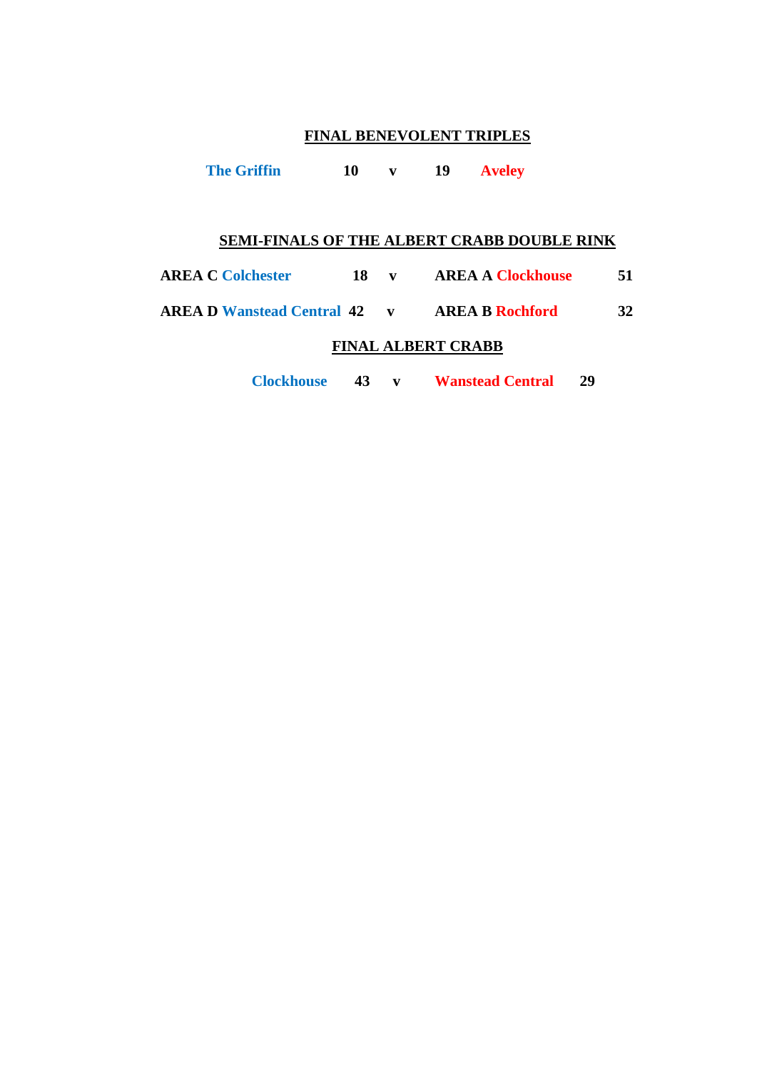## FINAL BENEVOLENT TRIPLES

| | | | | |
|---|---|---|---|---|
| **The Griffin** | **10** | **v** | **19** | **Aveley** |

## SEMI-FINALS OF THE ALBERT CRABB DOUBLE RINK

| | | | | |
|---|---|---|---|---|
| **AREA C Colchester** | **18** | **v** | **AREA A Clockhouse** | **51** |
| **AREA D Wanstead Central** | **42** | **v** | **AREA B Rochford** | **32** |

## FINAL ALBERT CRABB

| | | | | |
|---|---|---|---|---|
| **Clockhouse** | **43** | **v** | **Wanstead Central** | **29** |